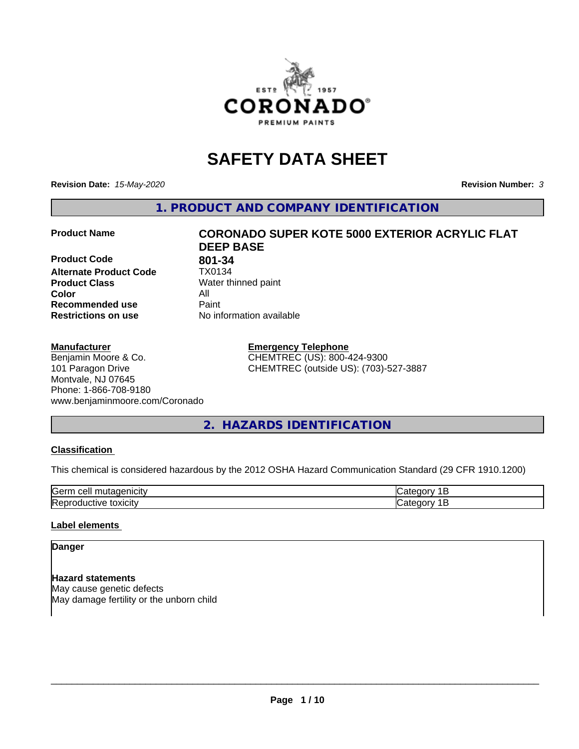# SAFETY DATA SHEET

**Revision Date:** *15-May-2020* **Revision Number:** *3*

## 1. PRODUCT AND COMPANY IDENTIFICATION

| | |
|---|---|
| **Product Name** | **CORONADO SUPER KOTE 5000 EXTERIOR ACRYLIC FLAT DEEP BASE** |
| **Product Code** | **801-34** |
| **Alternate Product Code** | TX0134 |
| **Product Class** | Water thinned paint |
| **Color** | All |
| **Recommended use** | Paint |
| **Restrictions on use** | No information available |

**Manufacturer**
Benjamin Moore & Co.
101 Paragon Drive
Montvale, NJ 07645
Phone: 1-866-708-9180
www.benjaminmoore.com/Coronado

**Emergency Telephone**
CHEMTREC (US): 800-424-9300
CHEMTREC (outside US): (703)-527-3887

## 2. HAZARDS IDENTIFICATION

**Classification**

This chemical is considered hazardous by the 2012 OSHA Hazard Communication Standard (29 CFR 1910.1200)

| | |
|---|---|
| Germ cell mutagenicity | Category 1B |
| Reproductive toxicity | Category 1B |

**Label elements**

**Danger**

**Hazard statements**
May cause genetic defects
May damage fertility or the unborn child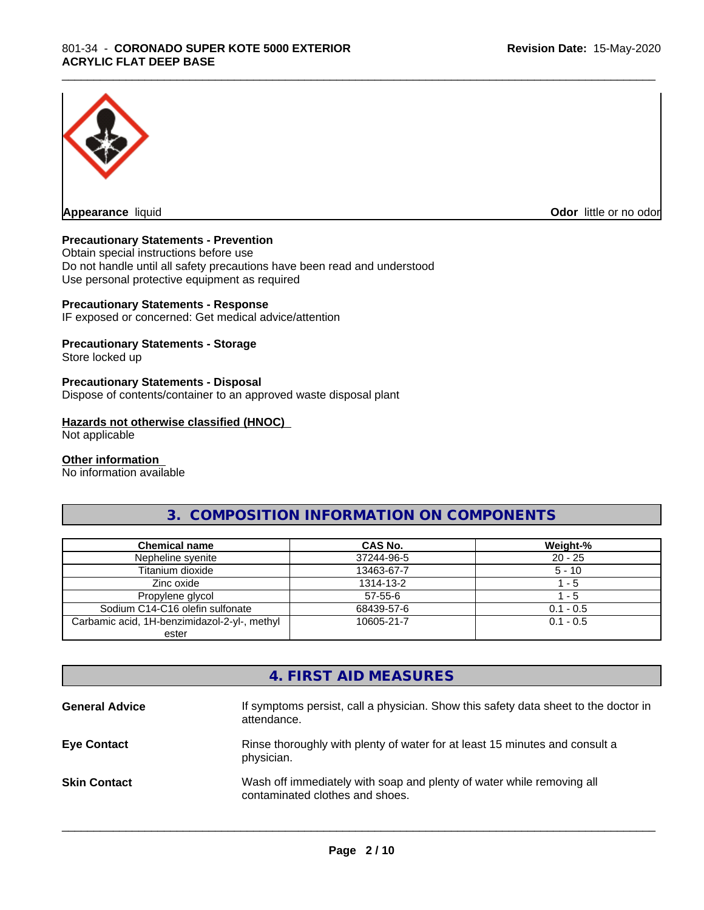**Appearance** liquid **Odor** little or no odor

**Precautionary Statements - Prevention**
Obtain special instructions before use
Do not handle until all safety precautions have been read and understood
Use personal protective equipment as required

**Precautionary Statements - Response**
IF exposed or concerned: Get medical advice/attention

**Precautionary Statements - Storage**
Store locked up

**Precautionary Statements - Disposal**
Dispose of contents/container to an approved waste disposal plant

**Hazards not otherwise classified (HNOC)**
Not applicable

**Other information**
No information available

## 3. COMPOSITION INFORMATION ON COMPONENTS

| Chemical name | CAS No. | Weight-% |
|---|---|---|
| Nepheline syenite | 37244-96-5 | 20 - 25 |
| Titanium dioxide | 13463-67-7 | 5 - 10 |
| Zinc oxide | 1314-13-2 | 1 - 5 |
| Propylene glycol | 57-55-6 | 1 - 5 |
| Sodium C14-C16 olefin sulfonate | 68439-57-6 | 0.1 - 0.5 |
| Carbamic acid, 1H-benzimidazol-2-yl-, methyl ester | 10605-21-7 | 0.1 - 0.5 |

## 4. FIRST AID MEASURES

**General Advice** If symptoms persist, call a physician. Show this safety data sheet to the doctor in attendance.

**Eye Contact** Rinse thoroughly with plenty of water for at least 15 minutes and consult a physician.

**Skin Contact** Wash off immediately with soap and plenty of water while removing all contaminated clothes and shoes.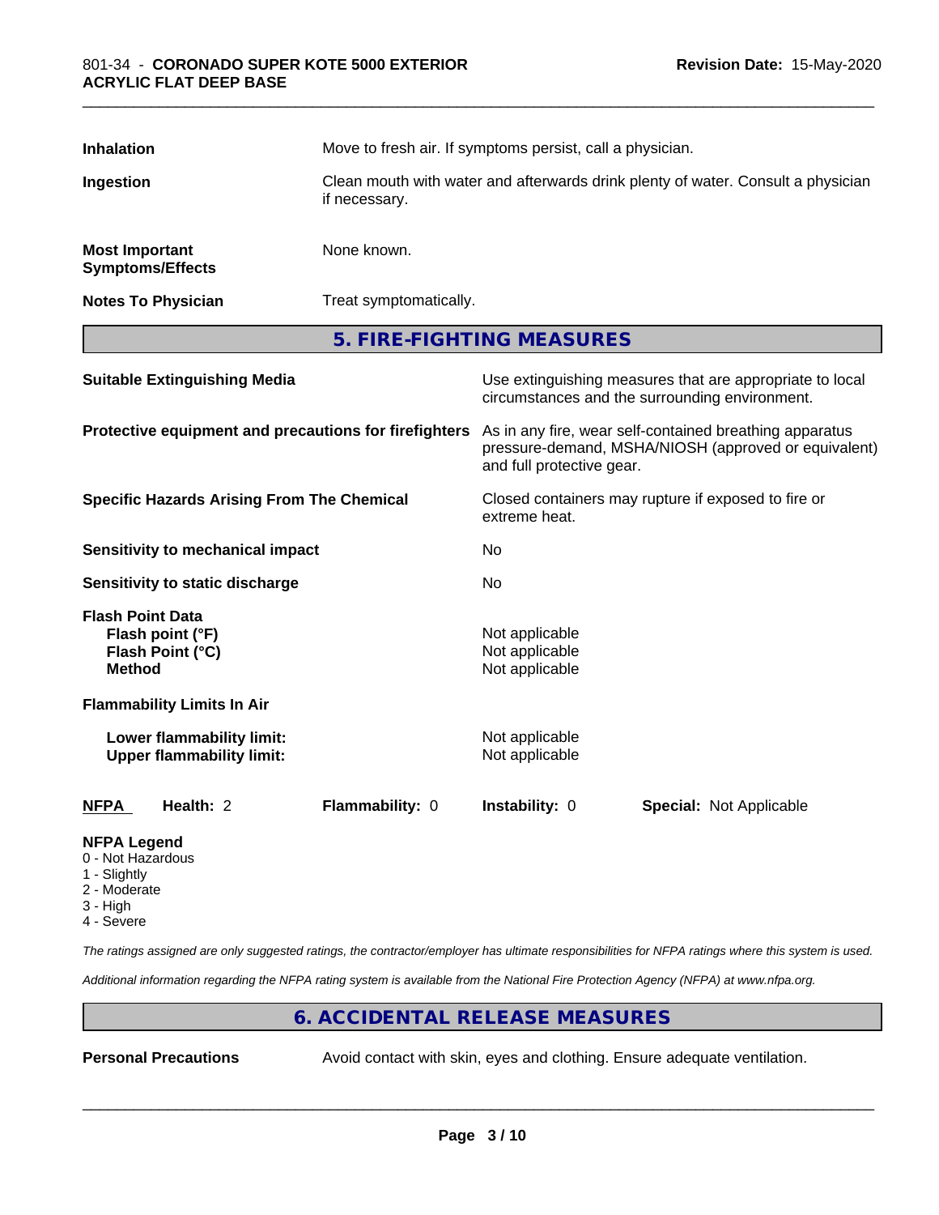| | |
|---|---|
| **Inhalation** | Move to fresh air. If symptoms persist, call a physician. |
| **Ingestion** | Clean mouth with water and afterwards drink plenty of water. Consult a physician if necessary. |
| **Most Important Symptoms/Effects** | None known. |
| **Notes To Physician** | Treat symptomatically. |

## 5. FIRE-FIGHTING MEASURES

| | |
|---|---|
| **Suitable Extinguishing Media** | Use extinguishing measures that are appropriate to local circumstances and the surrounding environment. |
| **Protective equipment and precautions for firefighters** | As in any fire, wear self-contained breathing apparatus pressure-demand, MSHA/NIOSH (approved or equivalent) and full protective gear. |
| **Specific Hazards Arising From The Chemical** | Closed containers may rupture if exposed to fire or extreme heat. |
| **Sensitivity to mechanical impact** | No |
| **Sensitivity to static discharge** | No |

**Flash Point Data**

| | |
|---|---|
| **Flash point (°F)** | Not applicable |
| **Flash Point (°C)** | Not applicable |
| **Method** | Not applicable |

**Flammability Limits In Air**

| | |
|---|---|
| **Lower flammability limit:** | Not applicable |
| **Upper flammability limit:** | Not applicable |

| **NFPA** | **Health:** 2 | **Flammability:** 0 | **Instability:** 0 | **Special:** Not Applicable |
|---|---|---|---|---|

**NFPA Legend**
- 0 - Not Hazardous
- 1 - Slightly
- 2 - Moderate
- 3 - High
- 4 - Severe

*The ratings assigned are only suggested ratings, the contractor/employer has ultimate responsibilities for NFPA ratings where this system is used.*

*Additional information regarding the NFPA rating system is available from the National Fire Protection Agency (NFPA) at www.nfpa.org.*

## 6. ACCIDENTAL RELEASE MEASURES

| | |
|---|---|
| **Personal Precautions** | Avoid contact with skin, eyes and clothing. Ensure adequate ventilation. |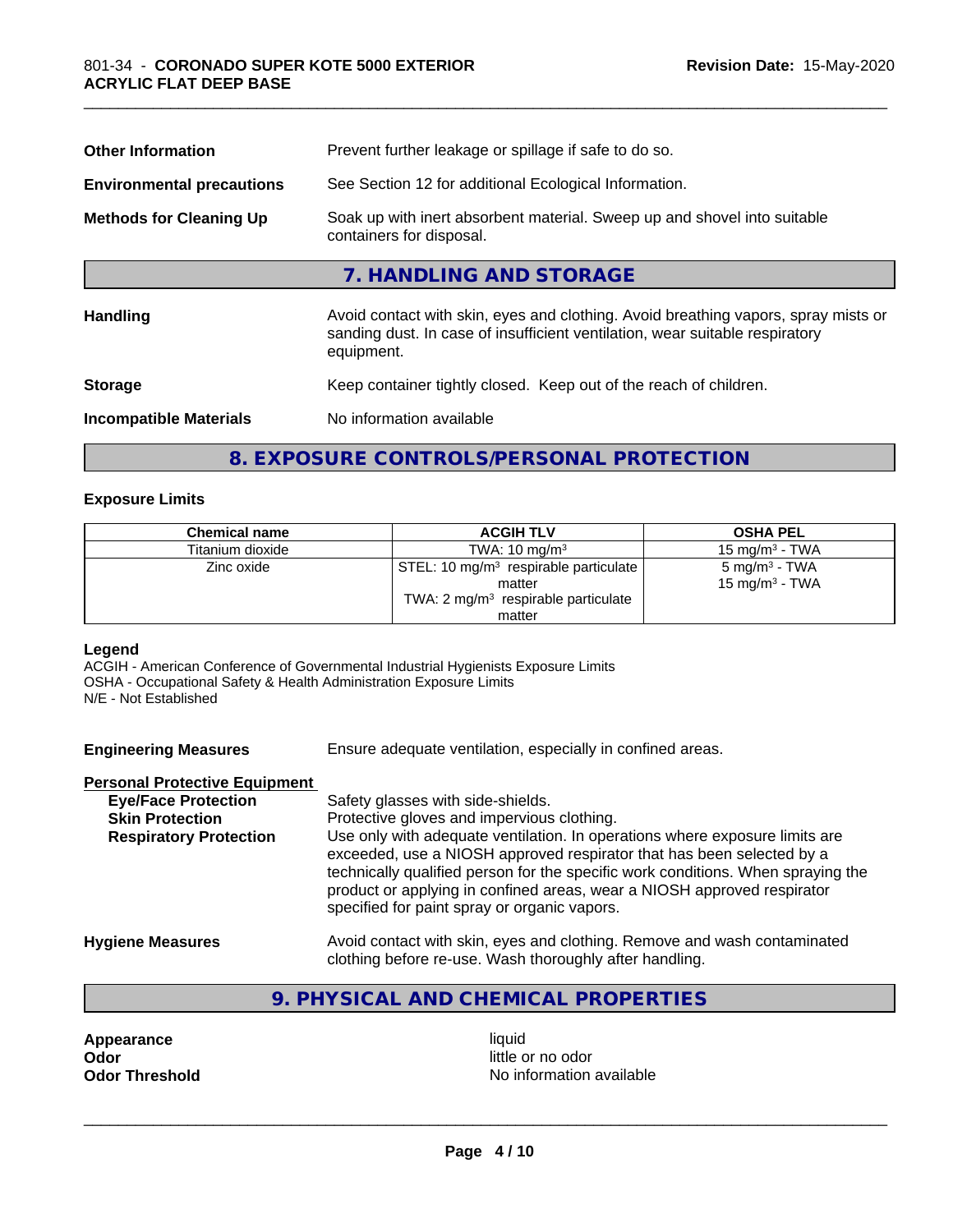| | |
|---|---|
| **Other Information** | Prevent further leakage or spillage if safe to do so. |
| **Environmental precautions** | See Section 12 for additional Ecological Information. |
| **Methods for Cleaning Up** | Soak up with inert absorbent material. Sweep up and shovel into suitable containers for disposal. |

## 7. HANDLING AND STORAGE

| | |
|---|---|
| **Handling** | Avoid contact with skin, eyes and clothing. Avoid breathing vapors, spray mists or sanding dust. In case of insufficient ventilation, wear suitable respiratory equipment. |
| **Storage** | Keep container tightly closed. Keep out of the reach of children. |
| **Incompatible Materials** | No information available |

## 8. EXPOSURE CONTROLS/PERSONAL PROTECTION

### Exposure Limits

| Chemical name | ACGIH TLV | OSHA PEL |
|---|---|---|
| Titanium dioxide | TWA: 10 mg/m$^3$ | 15 mg/m$^3$ - TWA |
| Zinc oxide | STEL: 10 mg/m$^3$ respirable particulate matter<br>TWA: 2 mg/m$^3$ respirable particulate matter | 5 mg/m$^3$ - TWA<br>15 mg/m$^3$ - TWA |

**Legend**
ACGIH - American Conference of Governmental Industrial Hygienists Exposure Limits
OSHA - Occupational Safety & Health Administration Exposure Limits
N/E - Not Established

**Engineering Measures** Ensure adequate ventilation, especially in confined areas.

**Personal Protective Equipment**

| | |
|---|---|
| **Eye/Face Protection** | Safety glasses with side-shields. |
| **Skin Protection** | Protective gloves and impervious clothing. |
| **Respiratory Protection** | Use only with adequate ventilation. In operations where exposure limits are exceeded, use a NIOSH approved respirator that has been selected by a technically qualified person for the specific work conditions. When spraying the product or applying in confined areas, wear a NIOSH approved respirator specified for paint spray or organic vapors. |

**Hygiene Measures** Avoid contact with skin, eyes and clothing. Remove and wash contaminated clothing before re-use. Wash thoroughly after handling.

## 9. PHYSICAL AND CHEMICAL PROPERTIES

| | |
|---|---|
| **Appearance** | liquid |
| **Odor** | little or no odor |
| **Odor Threshold** | No information available |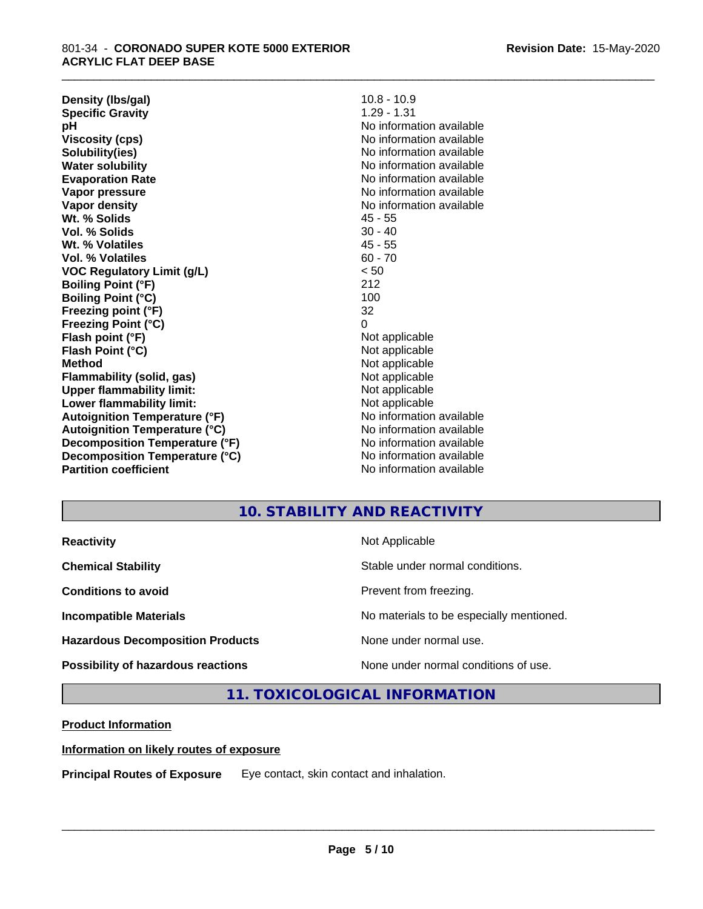| Property | Value |
|---|---|
| **Density (lbs/gal)** | 10.8 - 10.9 |
| **Specific Gravity** | 1.29 - 1.31 |
| **pH** | No information available |
| **Viscosity (cps)** | No information available |
| **Solubility(ies)** | No information available |
| **Water solubility** | No information available |
| **Evaporation Rate** | No information available |
| **Vapor pressure** | No information available |
| **Vapor density** | No information available |
| **Wt. % Solids** | 45 - 55 |
| **Vol. % Solids** | 30 - 40 |
| **Wt. % Volatiles** | 45 - 55 |
| **Vol. % Volatiles** | 60 - 70 |
| **VOC Regulatory Limit (g/L)** | < 50 |
| **Boiling Point (°F)** | 212 |
| **Boiling Point (°C)** | 100 |
| **Freezing point (°F)** | 32 |
| **Freezing Point (°C)** | 0 |
| **Flash point (°F)** | Not applicable |
| **Flash Point (°C)** | Not applicable |
| **Method** | Not applicable |
| **Flammability (solid, gas)** | Not applicable |
| **Upper flammability limit:** | Not applicable |
| **Lower flammability limit:** | Not applicable |
| **Autoignition Temperature (°F)** | No information available |
| **Autoignition Temperature (°C)** | No information available |
| **Decomposition Temperature (°F)** | No information available |
| **Decomposition Temperature (°C)** | No information available |
| **Partition coefficient** | No information available |

## 10. STABILITY AND REACTIVITY

| | |
|---|---|
| **Reactivity** | Not Applicable |
| **Chemical Stability** | Stable under normal conditions. |
| **Conditions to avoid** | Prevent from freezing. |
| **Incompatible Materials** | No materials to be especially mentioned. |
| **Hazardous Decomposition Products** | None under normal use. |
| **Possibility of hazardous reactions** | None under normal conditions of use. |

## 11. TOXICOLOGICAL INFORMATION

**Product Information**

**Information on likely routes of exposure**

**Principal Routes of Exposure** Eye contact, skin contact and inhalation.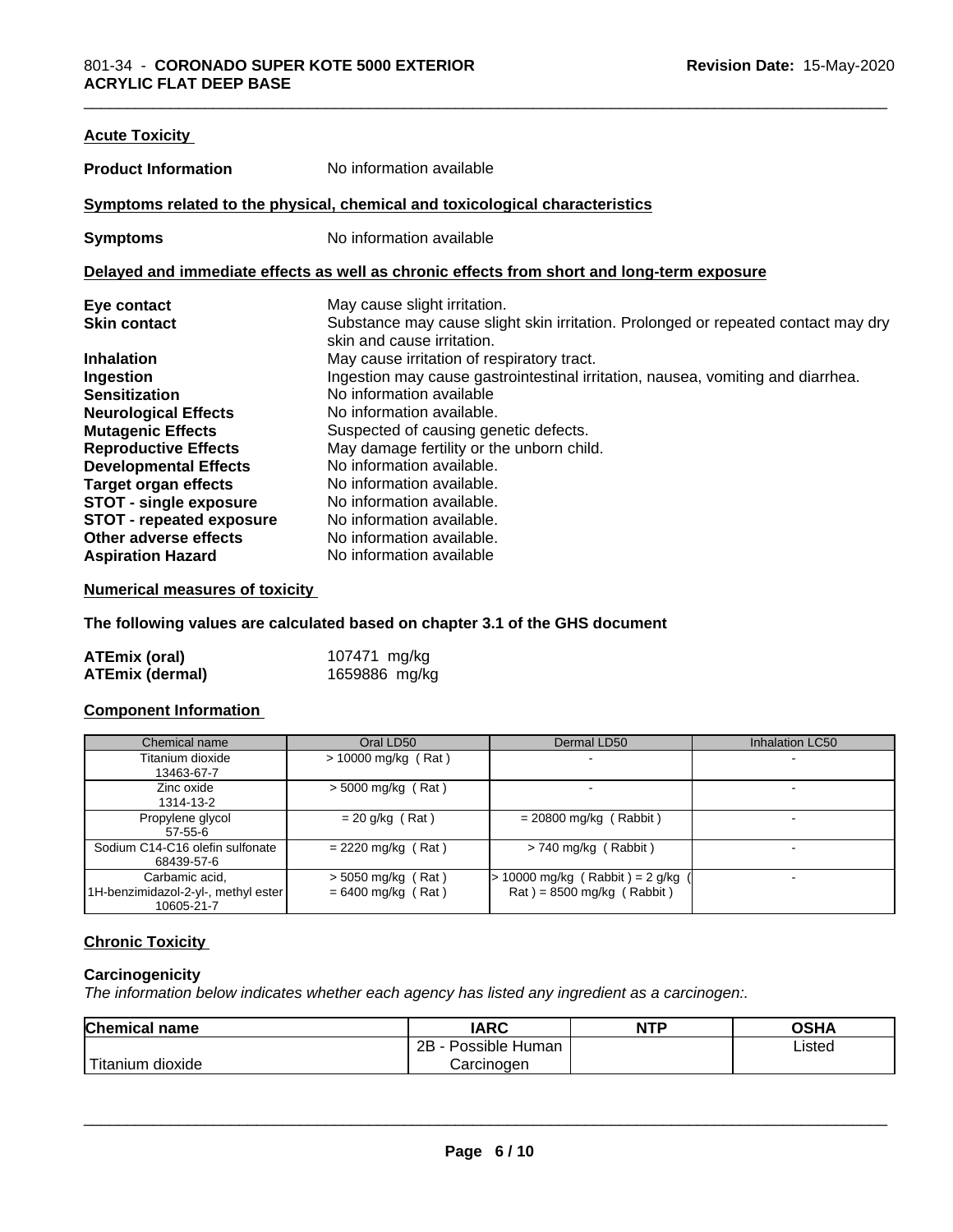### Acute Toxicity

**Product Information** No information available

#### Symptoms related to the physical, chemical and toxicological characteristics

**Symptoms** No information available

#### Delayed and immediate effects as well as chronic effects from short and long-term exposure

**Eye contact** May cause slight irritation.
**Skin contact** Substance may cause slight skin irritation. Prolonged or repeated contact may dry skin and cause irritation.
**Inhalation** May cause irritation of respiratory tract.
**Ingestion** Ingestion may cause gastrointestinal irritation, nausea, vomiting and diarrhea.
**Sensitization** No information available
**Neurological Effects** No information available.
**Mutagenic Effects** Suspected of causing genetic defects.
**Reproductive Effects** May damage fertility or the unborn child.
**Developmental Effects** No information available.
**Target organ effects** No information available.
**STOT - single exposure** No information available.
**STOT - repeated exposure** No information available.
**Other adverse effects** No information available.
**Aspiration Hazard** No information available

#### Numerical measures of toxicity

**The following values are calculated based on chapter 3.1 of the GHS document**

**ATEmix (oral)** 107471 mg/kg
**ATEmix (dermal)** 1659886 mg/kg

#### Component Information

| Chemical name | Oral LD50 | Dermal LD50 | Inhalation LC50 |
|---|---|---|---|
| Titanium dioxide 13463-67-7 | > 10000 mg/kg ( Rat ) | - | - |
| Zinc oxide 1314-13-2 | > 5000 mg/kg ( Rat ) | - | - |
| Propylene glycol 57-55-6 | = 20 g/kg ( Rat ) | = 20800 mg/kg ( Rabbit ) | - |
| Sodium C14-C16 olefin sulfonate 68439-57-6 | = 2220 mg/kg ( Rat ) | > 740 mg/kg ( Rabbit ) | - |
| Carbamic acid, 1H-benzimidazol-2-yl-, methyl ester 10605-21-7 | > 5050 mg/kg ( Rat ) = 6400 mg/kg ( Rat ) | > 10000 mg/kg ( Rabbit ) = 2 g/kg ( Rat ) = 8500 mg/kg ( Rabbit ) | - |

### Chronic Toxicity

**Carcinogenicity**

*The information below indicates whether each agency has listed any ingredient as a carcinogen:.*

| Chemical name | IARC | NTP | OSHA |
|---|---|---|---|
| Titanium dioxide | 2B - Possible Human Carcinogen | | Listed |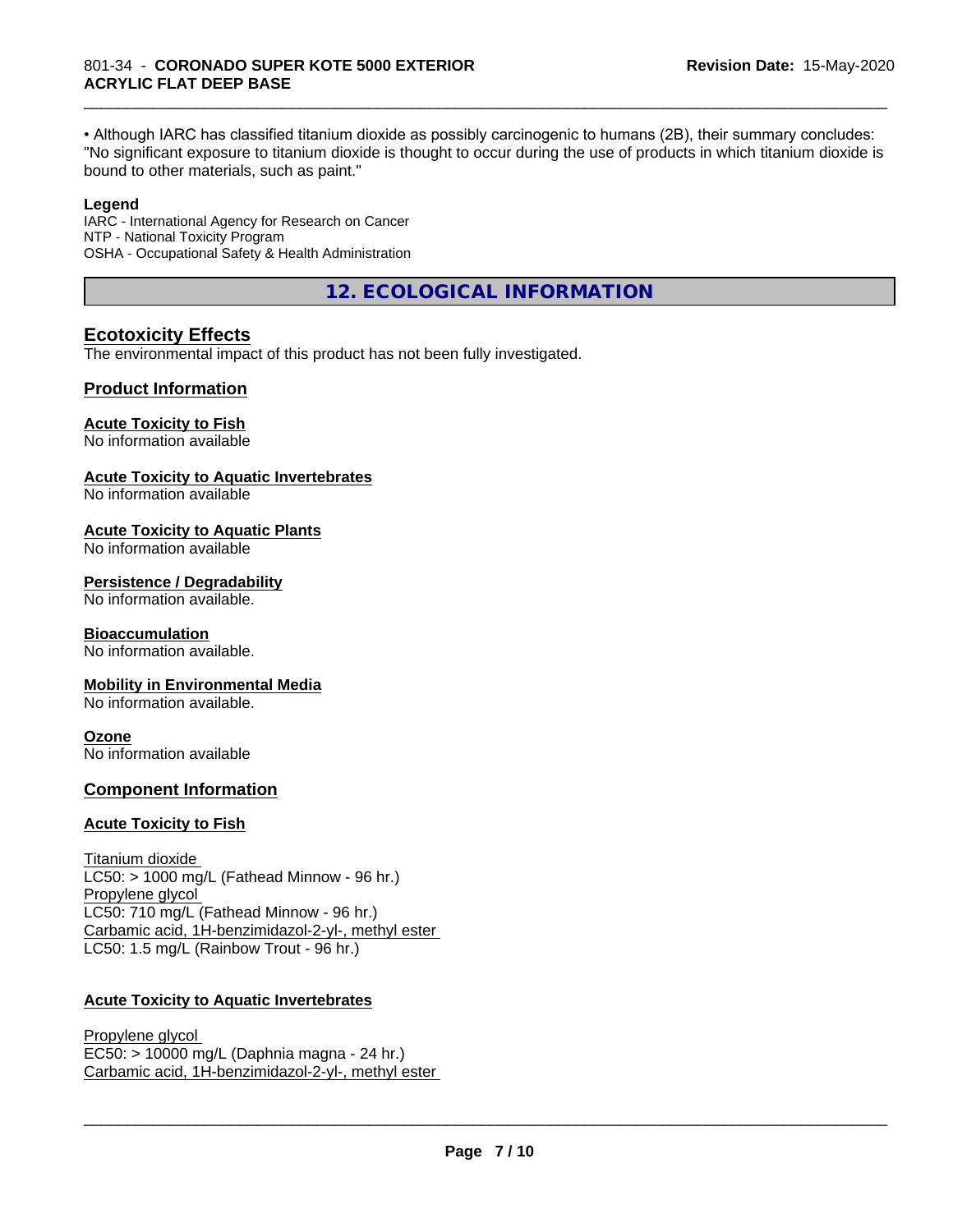• Although IARC has classified titanium dioxide as possibly carcinogenic to humans (2B), their summary concludes: "No significant exposure to titanium dioxide is thought to occur during the use of products in which titanium dioxide is bound to other materials, such as paint."

**Legend**

IARC - International Agency for Research on Cancer
NTP - National Toxicity Program
OSHA - Occupational Safety & Health Administration

## 12. ECOLOGICAL INFORMATION

### Ecotoxicity Effects

The environmental impact of this product has not been fully investigated.

### Product Information

**Acute Toxicity to Fish**
No information available

**Acute Toxicity to Aquatic Invertebrates**
No information available

**Acute Toxicity to Aquatic Plants**
No information available

**Persistence / Degradability**
No information available.

**Bioaccumulation**
No information available.

**Mobility in Environmental Media**
No information available.

**Ozone**
No information available

### Component Information

**Acute Toxicity to Fish**

Titanium dioxide
LC50: > 1000 mg/L (Fathead Minnow - 96 hr.)
Propylene glycol
LC50: 710 mg/L (Fathead Minnow - 96 hr.)
Carbamic acid, 1H-benzimidazol-2-yl-, methyl ester
LC50: 1.5 mg/L (Rainbow Trout - 96 hr.)

**Acute Toxicity to Aquatic Invertebrates**

Propylene glycol
EC50: > 10000 mg/L (Daphnia magna - 24 hr.)
Carbamic acid, 1H-benzimidazol-2-yl-, methyl ester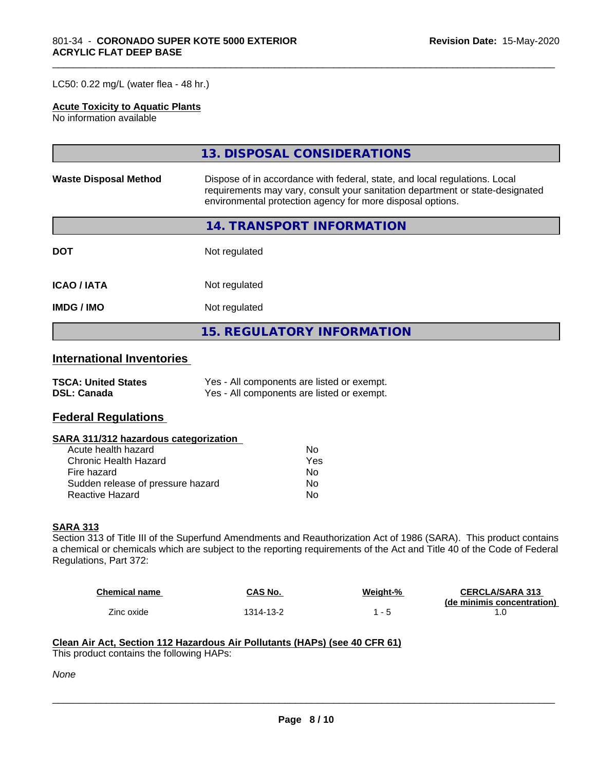LC50: 0.22 mg/L (water flea - 48 hr.)

**Acute Toxicity to Aquatic Plants**
No information available

## 13. DISPOSAL CONSIDERATIONS

**Waste Disposal Method** Dispose of in accordance with federal, state, and local regulations. Local requirements may vary, consult your sanitation department or state-designated environmental protection agency for more disposal options.

## 14. TRANSPORT INFORMATION

**DOT** Not regulated

**ICAO / IATA** Not regulated

**IMDG / IMO** Not regulated

## 15. REGULATORY INFORMATION

### International Inventories

**TSCA: United States** Yes - All components are listed or exempt.
**DSL: Canada** Yes - All components are listed or exempt.

### Federal Regulations

**SARA 311/312 hazardous categorization**

| | |
|---|---|
| Acute health hazard | No |
| Chronic Health Hazard | Yes |
| Fire hazard | No |
| Sudden release of pressure hazard | No |
| Reactive Hazard | No |

**SARA 313**
Section 313 of Title III of the Superfund Amendments and Reauthorization Act of 1986 (SARA). This product contains a chemical or chemicals which are subject to the reporting requirements of the Act and Title 40 of the Code of Federal Regulations, Part 372:

| Chemical name | CAS No. | Weight-% | CERCLA/SARA 313 (de minimis concentration) |
|---|---|---|---|
| Zinc oxide | 1314-13-2 | 1 - 5 | 1.0 |

**Clean Air Act, Section 112 Hazardous Air Pollutants (HAPs) (see 40 CFR 61)**
This product contains the following HAPs:

*None*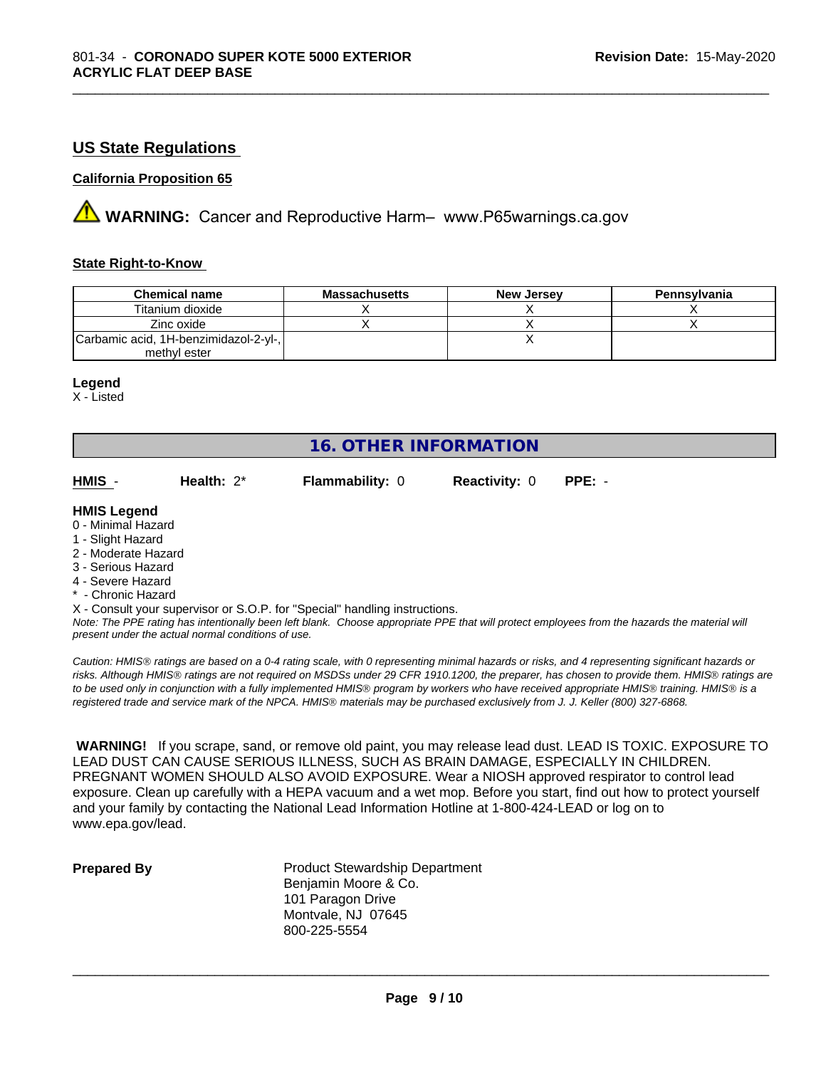## US State Regulations

### California Proposition 65

⚠ **WARNING:** Cancer and Reproductive Harm– www.P65warnings.ca.gov

### State Right-to-Know

| Chemical name | Massachusetts | New Jersey | Pennsylvania |
|---|---|---|---|
| Titanium dioxide | X | X | X |
| Zinc oxide | X | X | X |
| Carbamic acid, 1H-benzimidazol-2-yl-, methyl ester | | X | |

**Legend**
X - Listed

## 16. OTHER INFORMATION

**HMIS** - **Health:** 2* **Flammability:** 0 **Reactivity:** 0 **PPE:** -

**HMIS Legend**
0 - Minimal Hazard
1 - Slight Hazard
2 - Moderate Hazard
3 - Serious Hazard
4 - Severe Hazard
* - Chronic Hazard
X - Consult your supervisor or S.O.P. for "Special" handling instructions.

*Note: The PPE rating has intentionally been left blank. Choose appropriate PPE that will protect employees from the hazards the material will present under the actual normal conditions of use.*

*Caution: HMIS® ratings are based on a 0-4 rating scale, with 0 representing minimal hazards or risks, and 4 representing significant hazards or risks. Although HMIS® ratings are not required on MSDSs under 29 CFR 1910.1200, the preparer, has chosen to provide them. HMIS® ratings are to be used only in conjunction with a fully implemented HMIS® program by workers who have received appropriate HMIS® training. HMIS® is a registered trade and service mark of the NPCA. HMIS® materials may be purchased exclusively from J. J. Keller (800) 327-6868.*

**WARNING!** If you scrape, sand, or remove old paint, you may release lead dust. LEAD IS TOXIC. EXPOSURE TO LEAD DUST CAN CAUSE SERIOUS ILLNESS, SUCH AS BRAIN DAMAGE, ESPECIALLY IN CHILDREN. PREGNANT WOMEN SHOULD ALSO AVOID EXPOSURE. Wear a NIOSH approved respirator to control lead exposure. Clean up carefully with a HEPA vacuum and a wet mop. Before you start, find out how to protect yourself and your family by contacting the National Lead Information Hotline at 1-800-424-LEAD or log on to www.epa.gov/lead.

**Prepared By**

Product Stewardship Department
Benjamin Moore & Co.
101 Paragon Drive
Montvale, NJ 07645
800-225-5554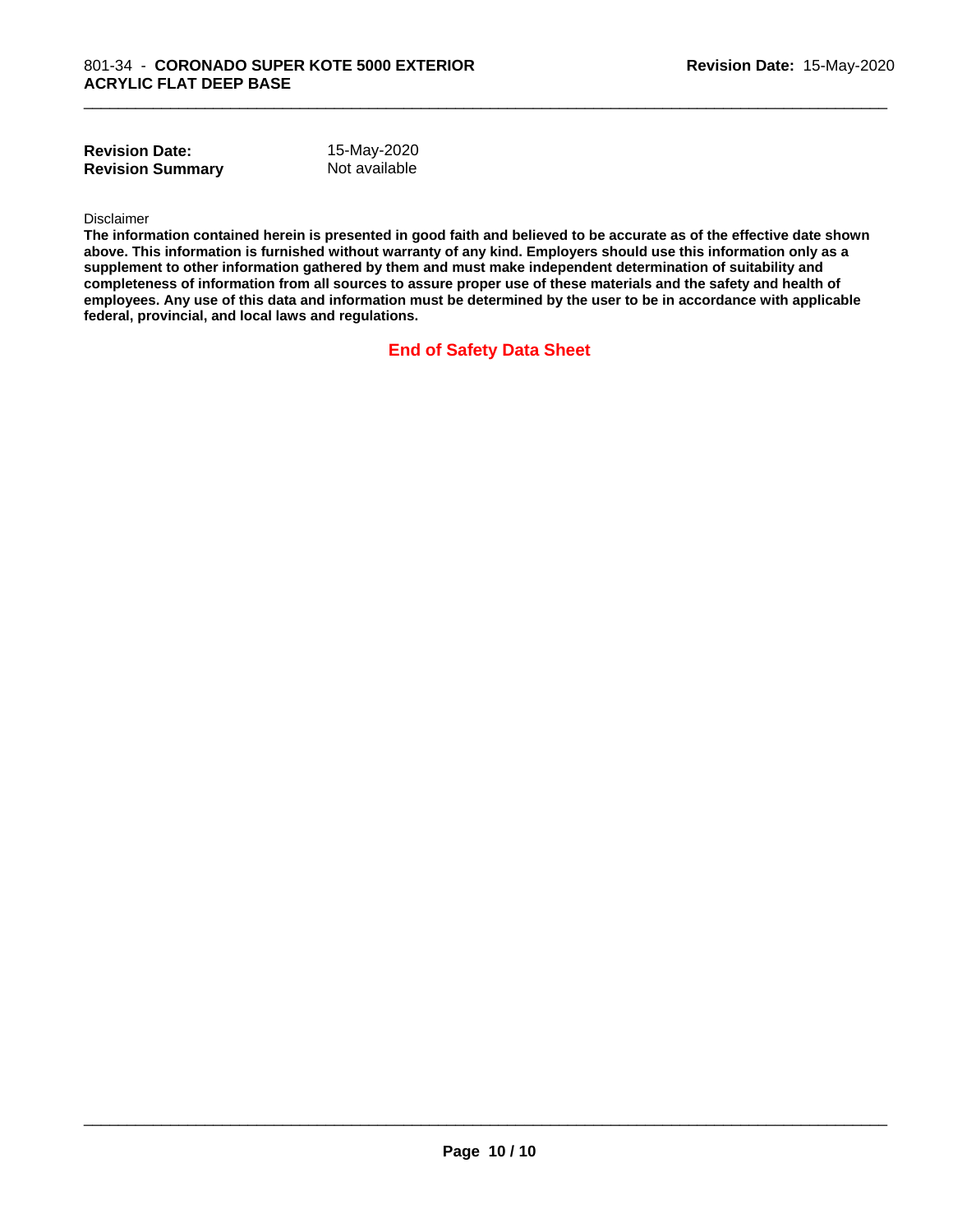| | |
|---|---|
| **Revision Date:** | 15-May-2020 |
| **Revision Summary** | Not available |

Disclaimer

**The information contained herein is presented in good faith and believed to be accurate as of the effective date shown above. This information is furnished without warranty of any kind. Employers should use this information only as a supplement to other information gathered by them and must make independent determination of suitability and completeness of information from all sources to assure proper use of these materials and the safety and health of employees. Any use of this data and information must be determined by the user to be in accordance with applicable federal, provincial, and local laws and regulations.**

**End of Safety Data Sheet**